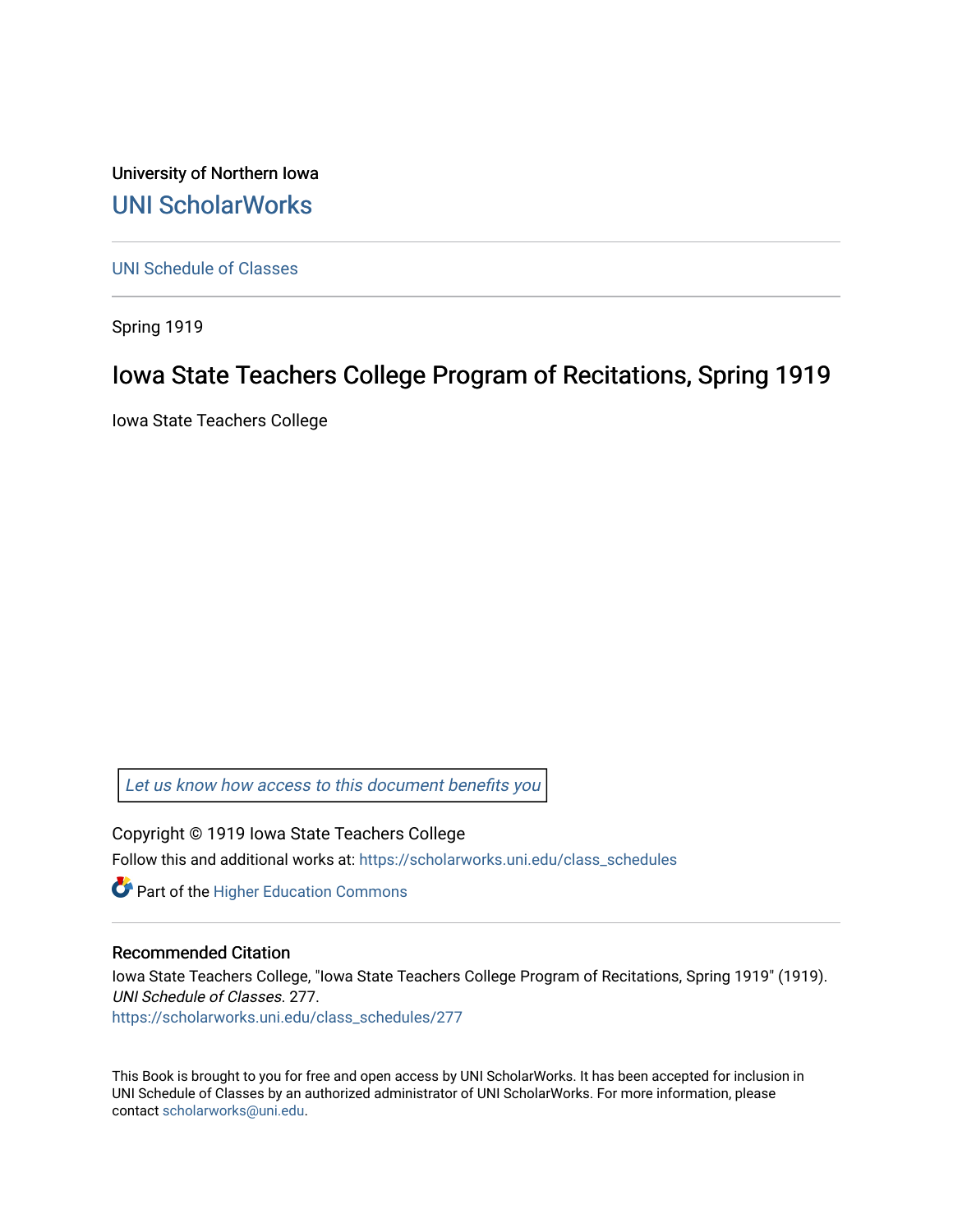University of Northern Iowa

# UNI ScholarWorks

UNI Schedule of Classes

Spring 1919

## Iowa State Teachers College Program of Recitations, Spring 1919

Iowa State Teachers College

*Let us know how access to this document benefits you*

Copyright © 1919 Iowa State Teachers College

Follow this and additional works at: https://scholarworks.uni.edu/class_schedules

Part of the Higher Education Commons

### Recommended Citation

Iowa State Teachers College, "Iowa State Teachers College Program of Recitations, Spring 1919" (1919). *UNI Schedule of Classes*. 277.
https://scholarworks.uni.edu/class_schedules/277

This Book is brought to you for free and open access by UNI ScholarWorks. It has been accepted for inclusion in UNI Schedule of Classes by an authorized administrator of UNI ScholarWorks. For more information, please contact scholarworks@uni.edu.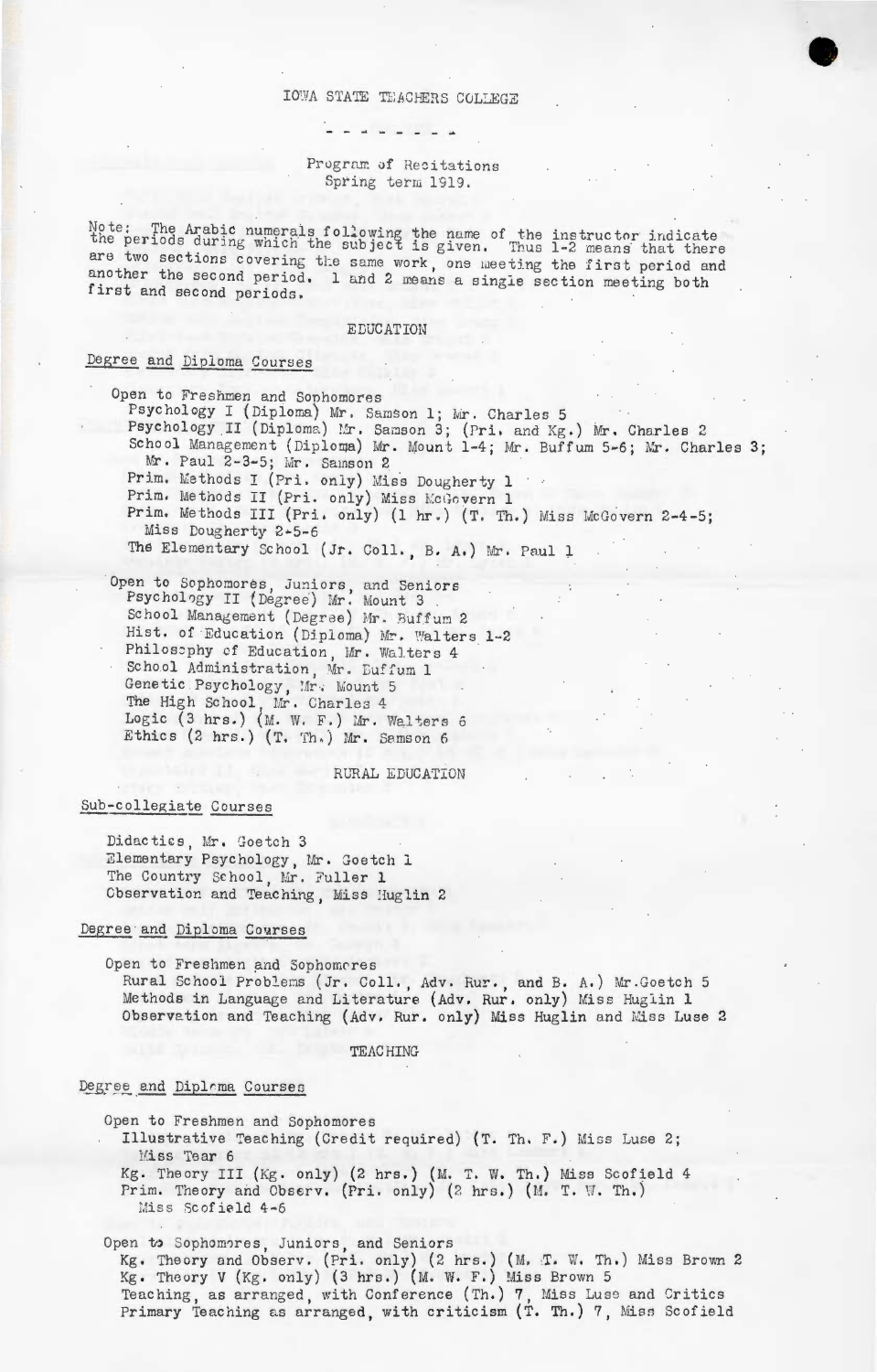IOWA STATE TEACHERS COLLEGE

- - - - - - - -

Program of Recitations
Spring term 1919.

Note: The Arabic numerals following the name of the instructor indicate the periods during which the subject is given. Thus 1-2 means that there are two sections covering the same work, one meeting the first period and another the second period. 1 and 2 means a single section meeting both first and second periods.

## EDUCATION

### Degree and Diploma Courses

Open to Freshmen and Sophomores

- Psychology I (Diploma) Mr. Samson 1; Mr. Charles 5
- Psychology II (Diploma) Mr. Samson 3; (Pri. and Kg.) Mr. Charles 2
- School Management (Diploma) Mr. Mount 1-4; Mr. Buffum 5-6; Mr. Charles 3; Mr. Paul 2-3-5; Mr. Samson 2
- Prim. Methods I (Pri. only) Miss Dougherty 1
- Prim. Methods II (Pri. only) Miss McGovern 1
- Prim. Methods III (Pri. only) (1 hr.) (T. Th.) Miss McGovern 2-4-5; Miss Dougherty 2-5-6
- The Elementary School (Jr. Coll., B. A.) Mr. Paul 1

Open to Sophomores, Juniors, and Seniors

- Psychology II (Degree) Mr. Mount 3
- School Management (Degree) Mr. Buffum 2
- Hist. of Education (Diploma) Mr. Walters 1-2
- Philosophy of Education, Mr. Walters 4
- School Administration, Mr. Buffum 1
- Genetic Psychology, Mr. Mount 5
- The High School, Mr. Charles 4
- Logic (3 hrs.) (M. W. F.) Mr. Walters 6
- Ethics (2 hrs.) (T. Th.) Mr. Samson 6

## RURAL EDUCATION

### Sub-collegiate Courses

- Didactics, Mr. Goetch 3
- Elementary Psychology, Mr. Goetch 1
- The Country School, Mr. Fuller 1
- Observation and Teaching, Miss Huglin 2

### Degree and Diploma Courses

Open to Freshmen and Sophomores

- Rural School Problems (Jr. Coll., Adv. Rur., and B. A.) Mr. Goetch 5
- Methods in Language and Literature (Adv. Rur. only) Miss Huglin 1
- Observation and Teaching (Adv. Rur. only) Miss Huglin and Miss Luse 2

## TEACHING

### Degree and Diploma Courses

Open to Freshmen and Sophomores

- Illustrative Teaching (Credit required) (T. Th. F.) Miss Luse 2; Miss Tear 6
- Kg. Theory III (Kg. only) (2 hrs.) (M. T. W. Th.) Miss Scofield 4
- Prim. Theory and Observ. (Pri. only) (2 hrs.) (M. T. W. Th.) Miss Scofield 4-6

Open to Sophomores, Juniors, and Seniors

- Kg. Theory and Observ. (Pri. only) (2 hrs.) (M. T. W. Th.) Miss Brown 2
- Kg. Theory V (Kg. only) (3 hrs.) (M. W. F.) Miss Brown 5
- Teaching, as arranged, with Conference (Th.) 7, Miss Luse and Critics
- Primary Teaching as arranged, with criticism (T. Th.) 7, Miss Scofield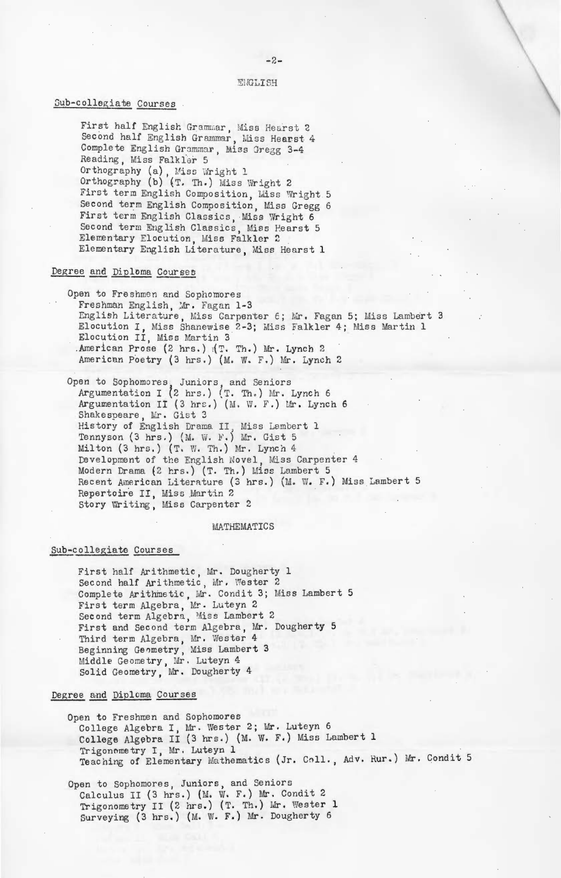## ENGLISH

### Sub-collegiate Courses

First half English Grammar, Miss Hearst 2
Second half English Grammar, Miss Hearst 4
Complete English Grammar, Miss Gregg 3-4
Reading, Miss Falkler 5
Orthography (a), Miss Wright 1
Orthography (b) (T. Th.) Miss Wright 2
First term English Composition, Miss Wright 5
Second term English Composition, Miss Gregg 6
First term English Classics, Miss Wright 6
Second term English Classics, Miss Hearst 5
Elementary Elocution, Miss Falkler 2
Elementary English Literature, Miss Hearst 1

### Degree and Diploma Courses

Open to Freshmen and Sophomores
Freshman English, Mr. Fagan 1-3
English Literature, Miss Carpenter 6; Mr. Fagan 5; Miss Lambert 3
Elocution I, Miss Shanewise 2-3; Miss Falkler 4; Miss Martin 1
Elocution II, Miss Martin 3
American Prose (2 hrs.) (T. Th.) Mr. Lynch 2
American Poetry (3 hrs.) (M. W. F.) Mr. Lynch 2

Open to Sophomores, Juniors, and Seniors
Argumentation I (2 hrs.) (T. Th.) Mr. Lynch 6
Argumentation II (3 hrs.) (M. W. F.) Mr. Lynch 6
Shakespeare, Mr. Gist 3
History of English Drama II, Miss Lambert 1
Tennyson (3 hrs.) (M. W. F.) Mr. Gist 5
Milton (3 hrs.) (T. W. Th.) Mr. Lynch 4
Development of the English Novel, Miss Carpenter 4
Modern Drama (2 hrs.) (T. Th.) Miss Lambert 5
Recent American Literature (3 hrs.) (M. W. F.) Miss Lambert 5
Repertoire II, Miss Martin 2
Story Writing, Miss Carpenter 2

## MATHEMATICS

### Sub-collegiate Courses

First half Arithmetic, Mr. Dougherty 1
Second half Arithmetic, Mr. Wester 2
Complete Arithmetic, Mr. Condit 3; Miss Lambert 5
First term Algebra, Mr. Luteyn 2
Second term Algebra, Miss Lambert 2
First and Second term Algebra, Mr. Dougherty 5
Third term Algebra, Mr. Wester 4
Beginning Geometry, Miss Lambert 3
Middle Geometry, Mr. Luteyn 4
Solid Geometry, Mr. Dougherty 4

### Degree and Diploma Courses

Open to Freshmen and Sophomores
College Algebra I, Mr. Wester 2; Mr. Luteyn 6
College Algebra II (3 hrs.) (M. W. F.) Miss Lambert 1
Trigonometry I, Mr. Luteyn 1
Teaching of Elementary Mathematics (Jr. Coll., Adv. Rur.) Mr. Condit 5

Open to Sophomores, Juniors, and Seniors
Calculus II (3 hrs.) (M. W. F.) Mr. Condit 2
Trigonometry II (2 hrs.) (T. Th.) Mr. Wester 1
Surveying (3 hrs.) (M. W. F.) Mr. Dougherty 6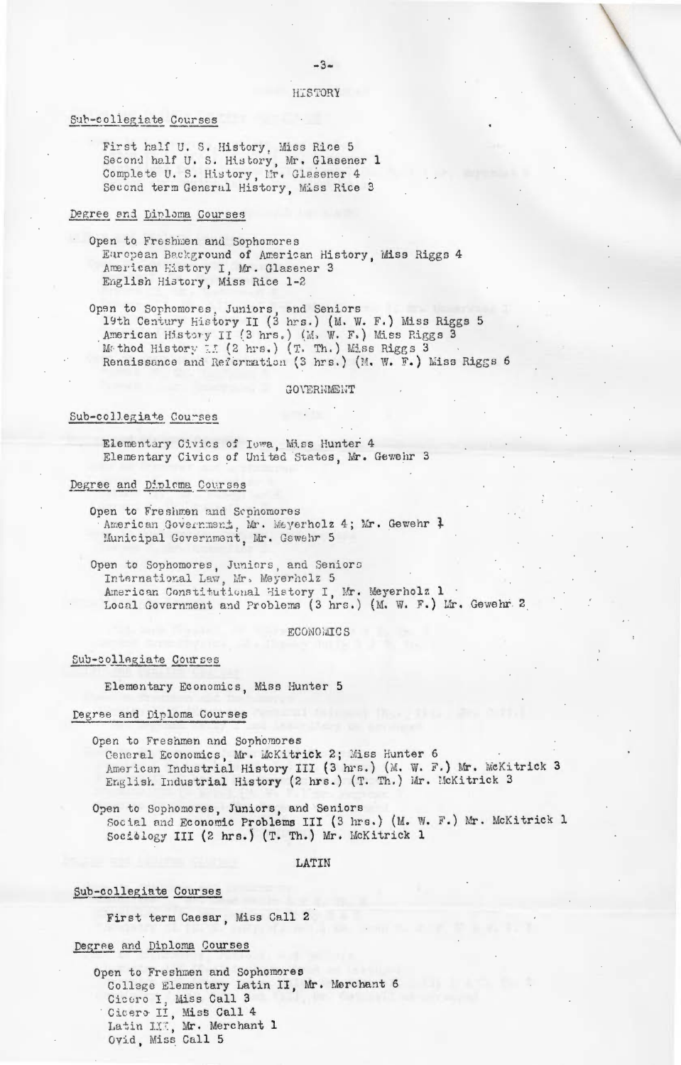## HISTORY

### Sub-collegiate Courses

First half U. S. History, Miss Rice 5
Second half U. S. History, Mr. Glasener 1
Complete U. S. History, Mr. Glasener 4
Second term General History, Miss Rice 3

### Degree and Diploma Courses

Open to Freshmen and Sophomores
European Background of American History, Miss Riggs 4
American History I, Mr. Glasener 3
English History, Miss Rice 1-2

Open to Sophomores, Juniors, and Seniors
19th Century History II (3 hrs.) (M. W. F.) Miss Riggs 5
American History II (3 hrs.) (M. W. F.) Miss Riggs 3
Method History III (2 hrs.) (T. Th.) Miss Riggs 3
Renaissance and Reformation (3 hrs.) (M. W. F.) Miss Riggs 6

## GOVERNMENT

### Sub-collegiate Courses

Elementary Civics of Iowa, Miss Hunter 4
Elementary Civics of United States, Mr. Gewehr 3

### Degree and Diploma Courses

Open to Freshmen and Sophomores
American Government, Mr. Meyerholz 4; Mr. Gewehr 1
Municipal Government, Mr. Gewehr 5

Open to Sophomores, Juniors, and Seniors
International Law, Mr. Meyerholz 5
American Constitutional History I, Mr. Meyerholz 1
Local Government and Problems (3 hrs.) (M. W. F.) Mr. Gewehr 2

## ECONOMICS

### Sub-collegiate Courses

Elementary Economics, Miss Hunter 5

### Degree and Diploma Courses

Open to Freshmen and Sophomores
General Economics, Mr. McKitrick 2; Miss Hunter 6
American Industrial History III (3 hrs.) (M. W. F.) Mr. McKitrick 3
English Industrial History (2 hrs.) (T. Th.) Mr. McKitrick 3

Open to Sophomores, Juniors, and Seniors
Social and Economic Problems III (3 hrs.) (M. W. F.) Mr. McKitrick 1
Sociology III (2 hrs.) (T. Th.) Mr. McKitrick 1

## LATIN

### Sub-collegiate Courses

First term Caesar, Miss Call 2

### Degree and Diploma Courses

Open to Freshmen and Sophomores
College Elementary Latin II, Mr. Merchant 6
Cicero I, Miss Call 3
Cicero II, Miss Call 4
Latin III, Mr. Merchant 1
Ovid, Miss Call 5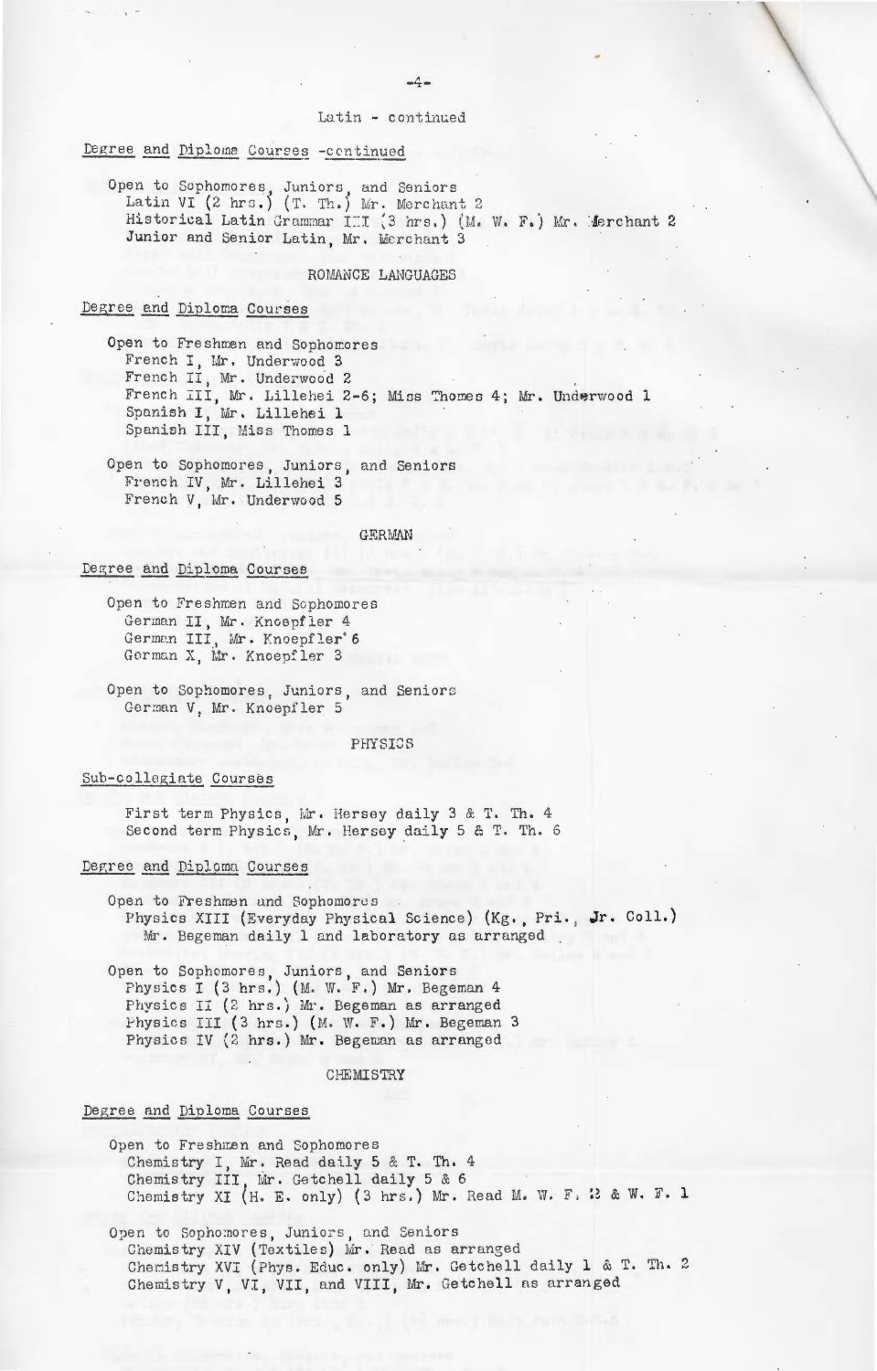Latin - continued

Degree and Diploma Courses -continued

Open to Sophomores, Juniors, and Seniors
Latin VI (2 hrs.) (T. Th.) Mr. Merchant 2
Historical Latin Grammar III (3 hrs.) (M. W. F.) Mr. Merchant 2
Junior and Senior Latin, Mr. Merchant 3

## ROMANCE LANGUAGES

Degree and Diploma Courses

Open to Freshmen and Sophomores
French I, Mr. Underwood 3
French II, Mr. Underwood 2
French III, Mr. Lillehei 2-6; Miss Thomas 4; Mr. Underwood 1
Spanish I, Mr. Lillehei 1
Spanish III, Miss Thomas 1

Open to Sophomores, Juniors, and Seniors
French IV, Mr. Lillehei 3
French V, Mr. Underwood 5

## GERMAN

Degree and Diploma Courses

Open to Freshmen and Sophomores
German II, Mr. Knoepfler 4
German III, Mr. Knoepfler 6
German X, Mr. Knoepfler 3

Open to Sophomores, Juniors, and Seniors
German V, Mr. Knoepfler 5

## PHYSICS

Sub-collegiate Courses

First term Physics, Mr. Hersey daily 3 & T. Th. 4
Second term Physics, Mr. Hersey daily 5 & T. Th. 6

Degree and Diploma Courses

Open to Freshmen and Sophomores
Physics XIII (Everyday Physical Science) (Kg., Pri., Jr. Coll.)
Mr. Begeman daily 1 and laboratory as arranged

Open to Sophomores, Juniors, and Seniors
Physics I (3 hrs.) (M. W. F.) Mr. Begeman 4
Physics II (2 hrs.) Mr. Begeman as arranged
Physics III (3 hrs.) (M. W. F.) Mr. Begeman 3
Physics IV (2 hrs.) Mr. Begeman as arranged

## CHEMISTRY

Degree and Diploma Courses

Open to Freshmen and Sophomores
Chemistry I, Mr. Read daily 5 & T. Th. 4
Chemistry III, Mr. Getchell daily 5 & 6
Chemistry XI (H. E. only) (3 hrs.) Mr. Read M. W. F. 2 & W. F. 1

Open to Sophomores, Juniors, and Seniors
Chemistry XIV (Textiles) Mr. Read as arranged
Chemistry XVI (Phys. Educ. only) Mr. Getchell daily 1 & T. Th. 2
Chemistry V, VI, VII, and VIII, Mr. Getchell as arranged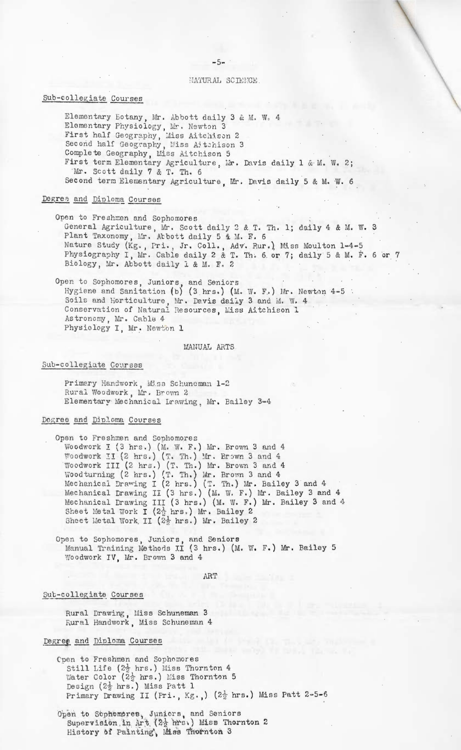## NATURAL SCIENCE

### Sub-collegiate Courses

Elementary Botany, Mr. Abbott daily 3 & M. W. 4
Elementary Physiology, Mr. Newton 3
First half Geography, Miss Aitchison 2
Second half Geography, Miss Aitchison 3
Complete Geography, Miss Aitchison 5
First term Elementary Agriculture, Mr. Davis daily 1 & M. W. 2;
Mr. Scott daily 7 & T. Th. 6
Second term Elementary Agriculture, Mr. Davis daily 5 & M. W. 6

### Degree and Diploma Courses

Open to Freshmen and Sophomores
General Agriculture, Mr. Scott daily 2 & T. Th. 1; daily 4 & M. W. 3
Plant Taxonomy, Mr. Abbott daily 5 & M. F. 6
Nature Study (Kg., Pri., Jr. Coll., Adv. Rur.) Miss Moulton 1-4-5
Physiography I, Mr. Cable daily 2 & T. Th. 6 or 7; daily 5 & M. F. 6 or 7
Biology, Mr. Abbott daily 1 & M. F. 2

Open to Sophomores, Juniors, and Seniors
Hygiene and Sanitation (b) (3 hrs.) (M. W. F.) Mr. Newton 4-5
Soils and Horticulture, Mr. Davis daily 3 and M. W. 4
Conservation of Natural Resources, Miss Aitchison 1
Astronomy, Mr. Cable 4
Physiology I, Mr. Newton 1

## MANUAL ARTS

### Sub-collegiate Courses

Primary Handwork, Miss Schuneman 1-2
Rural Woodwork, Mr. Brown 2
Elementary Mechanical Drawing, Mr. Bailey 3-4

### Degree and Diploma Courses

Open to Freshmen and Sophomores
Woodwork I (3 hrs.) (M. W. F.) Mr. Brown 3 and 4
Woodwork II (2 hrs.) (T. Th.) Mr. Brown 3 and 4
Woodwork III (2 hrs.) (T. Th.) Mr. Brown 3 and 4
Woodturning (2 hrs.) (T. Th.) Mr. Brown 3 and 4
Mechanical Drawing I (2 hrs.) (T. Th.) Mr. Bailey 3 and 4
Mechanical Drawing II (3 hrs.) (M. W. F.) Mr. Bailey 3 and 4
Mechanical Drawing III (3 hrs.) (M. W. F.) Mr. Bailey 3 and 4
Sheet Metal Work I ($2\frac{1}{2}$ hrs.) Mr. Bailey 2
Sheet Metal Work II ($2\frac{1}{2}$ hrs.) Mr. Bailey 2

Open to Sophomores, Juniors, and Seniors
Manual Training Methods II (3 hrs.) (M. W. F.) Mr. Bailey 5
Woodwork IV, Mr. Brown 3 and 4

## ART

### Sub-collegiate Courses

Rural Drawing, Miss Schuneman 3
Rural Handwork, Miss Schuneman 4

### Degree and Diploma Courses

Open to Freshmen and Sophomores
Still Life ($2\frac{1}{2}$ hrs.) Miss Thornton 4
Water Color ($2\frac{1}{2}$ hrs.) Miss Thornton 5
Design ($2\frac{1}{2}$ hrs.) Miss Patt 1
Primary Drawing II (Pri., Kg.,) ($2\frac{1}{2}$ hrs.) Miss Patt 2-5-6

Open to Sophomores, Juniors, and Seniors
Supervision in Art ($2\frac{1}{2}$ hrs.) Miss Thornton 2
History of Painting, Miss Thornton 3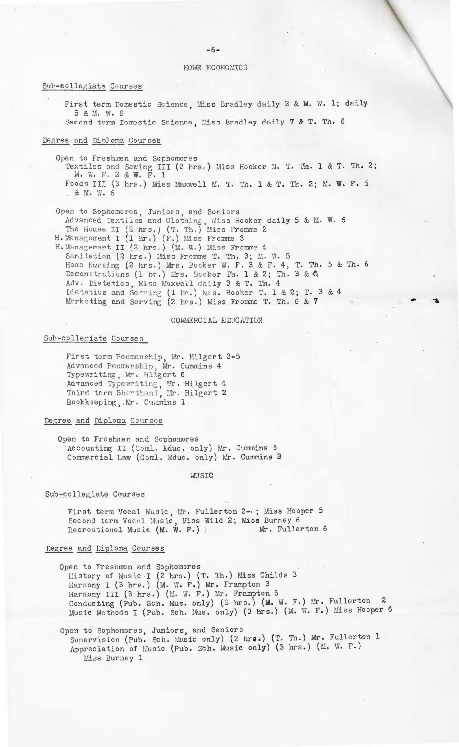## HOME ECONOMICS

### Sub-collegiate Courses

First term Domestic Science, Miss Bradley daily 2 & M. W. 1; daily 5 & M. W. 6
Second term Domestic Science, Miss Bradley daily 7 & T. Th. 6

### Degree and Diploma Courses

Open to Freshmen and Sophomores
Textiles and Sewing III (2 hrs.) Miss Hooker M. T. Th. 1 & T. Th. 2; M. W. F. 2 & W. F. 1
Foods III (3 hrs.) Miss Maxwell M. T. Th. 1 & T. Th. 2; M. W. F. 5 & M. W. 6

Open to Sophomores, Juniors, and Seniors
Advanced Textiles and Clothing, Miss Hooker daily 5 & M. W. 6
The House II (2 hrs.) (T. Th.) Miss Fromme 2
H. Management I (1 hr.) (F.) Miss Fromme 3
H. Management II (2 hrs.) (M. W.) Miss Fromme 4
Sanitation (2 hrs.) Miss Fromme T. Th. 3; M. W. 5
Home Nursing (2 hrs.) Mrs. Booker W. F. 3 & F. 4, T. Th. 5 & Th. 6
Demonstrations (1 hr.) Mrs. Booker Th. 1 & 2; Th. 3 & 4
Adv. Dietetics, Miss Maxwell daily 3 & T. Th. 4
Dietetics and Serving (1 hr.) Mrs. Booker T. 1 & 2; T. 3 & 4
Marketing and Serving (2 hrs.) Miss Fromme T. Th. 6 & 7

## COMMERCIAL EDUCATION

### Sub-collegiate Courses

First term Penmanship, Mr. Hilgert 3-5
Advanced Penmanship, Mr. Cummins 4
Typewriting, Mr. Hilgert 6
Advanced Typewriting, Mr. Hilgert 4
Third term Shorthand, Mr. Hilgert 2
Bookkeeping, Mr. Cummins 1

### Degree and Diploma Courses

Open to Freshmen and Sophomores
Accounting II (Coml. Educ. only) Mr. Cummins 5
Commercial Law (Coml. Educ. only) Mr. Cummins 3

## MUSIC

### Sub-collegiate Courses

First term Vocal Music, Mr. Fullerton 2- ; Miss Hooper 5
Second term Vocal Music, Miss Wild 2; Miss Burney 6
Recreational Music (M. W. F.) Mr. Fullerton 6

### Degree and Diploma Courses

Open to Freshmen and Sophomores
History of Music I (2 hrs.) (T. Th.) Miss Childs 3
Harmony I (3 hrs.) (M. W. F.) Mr. Frampton 3
Harmony III (3 hrs.) (M. W. F.) Mr. Frampton 5
Conducting (Pub. Sch. Mus. only) (3 hrs.) (M. W. F.) Mr. Fullerton 2
Music Methods I (Pub. Sch. Mus. only) (3 hrs.) (M. W. F.) Miss Hooper 6

Open to Sophomores, Juniors, and Seniors
Supervision (Pub. Sch. Music only) (2 hrs.) (T. Th.) Mr. Fullerton 1
Appreciation of Music (Pub. Sch. Music only) (3 hrs.) (M. W. F.) Miss Burney 1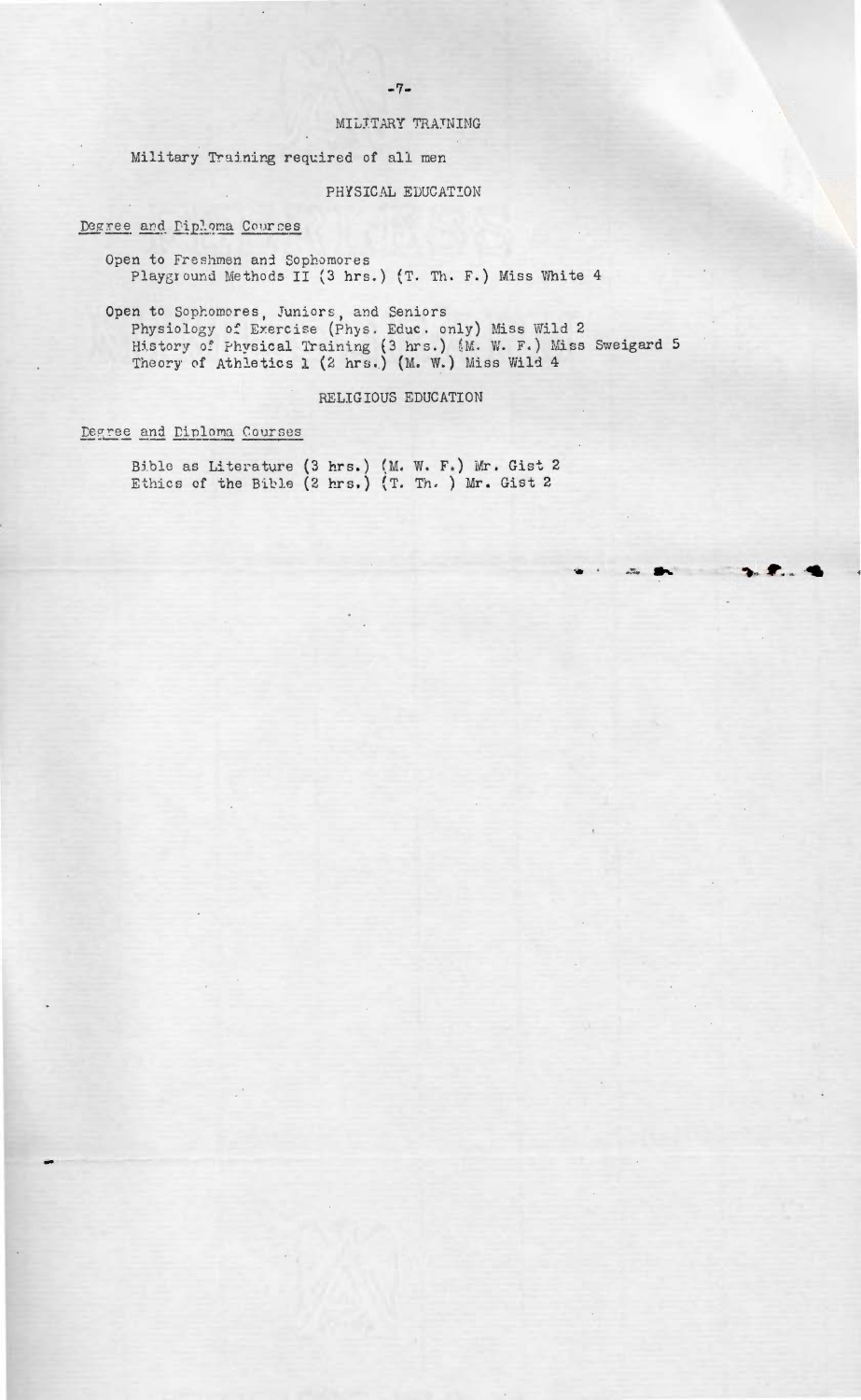## MILITARY TRAINING

Military Training required of all men

## PHYSICAL EDUCATION

Degree and Diploma Courses

Open to Freshmen and Sophomores
Playground Methods II (3 hrs.) (T. Th. F.) Miss White 4

Open to Sophomores, Juniors, and Seniors
Physiology of Exercise (Phys. Educ. only) Miss Wild 2
History of Physical Training (3 hrs.) (M. W. F.) Miss Sweigard 5
Theory of Athletics 1 (2 hrs.) (M. W.) Miss Wild 4

## RELIGIOUS EDUCATION

Degree and Diploma Courses

Bible as Literature (3 hrs.) (M. W. F.) Mr. Gist 2
Ethics of the Bible (2 hrs.) (T. Th. ) Mr. Gist 2